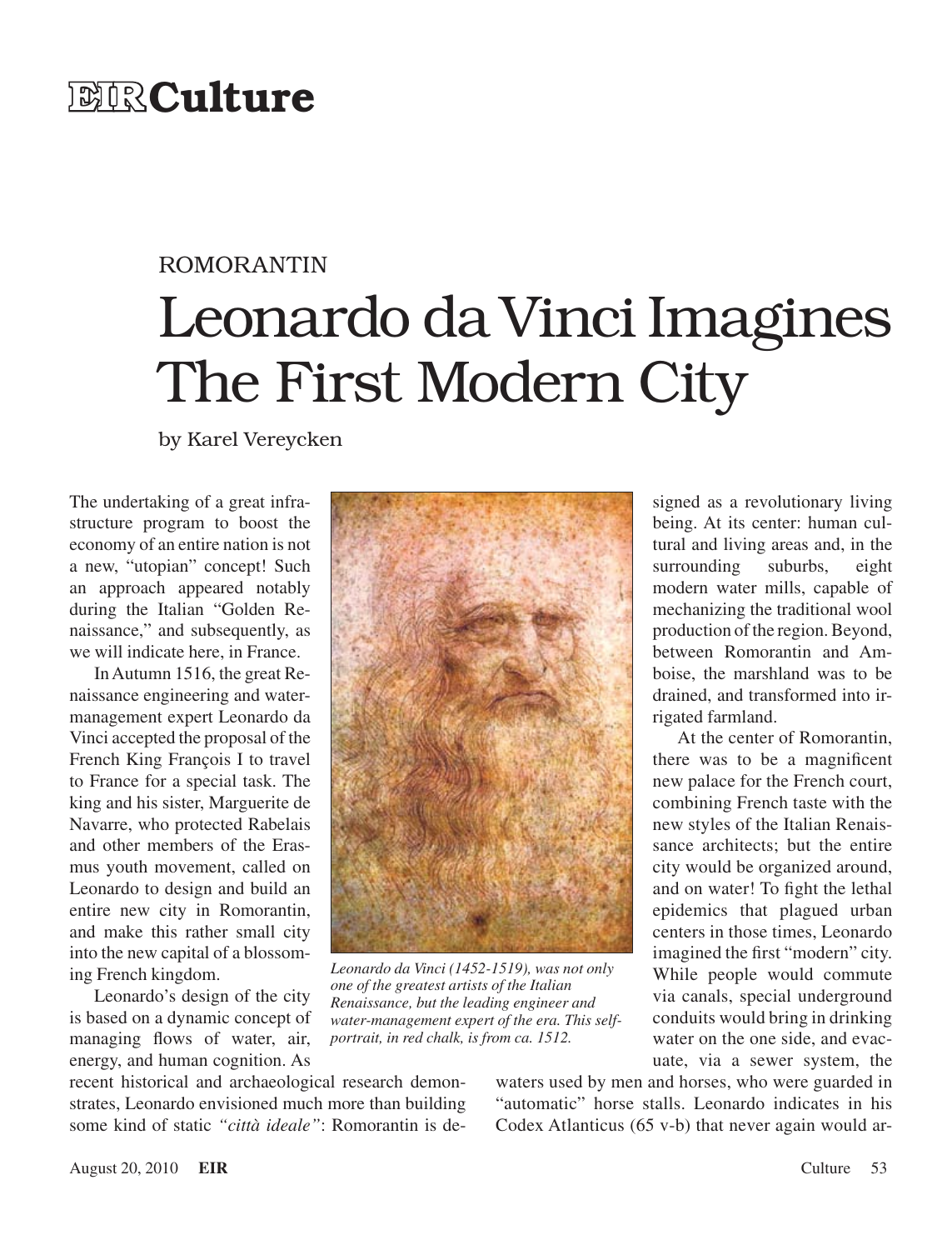ROMORANTIN

# Leonardo da Vinci Imagines The First Modern City

by Karel Vereycken

The undertaking of a great infrastructure program to boost the economy of an entire nation is not a new, "utopian" concept! Such an approach appeared notably during the Italian "Golden Renaissance," and subsequently, as we will indicate here, in France.

In Autumn 1516, the great Renaissance engineering and water-management expert Leonardo da Vinci accepted the proposal of the French King François I to travel to France for a special task. The king and his sister, Marguerite de Navarre, who protected Rabelais and other members of the Erasmus youth movement, called on Leonardo to design and build an entire new city in Romorantin, and make this rather small city into the new capital of a blossoming French kingdom.

Leonardo's design of the city is based on a dynamic concept of managing flows of water, air, energy, and human cognition. As recent historical and archaeological research demonstrates, Leonardo envisioned much more than building some kind of static *"città ideale"*: Romorantin is designed as a revolutionary living being. At its center: human cultural and living areas and, in the surrounding suburbs, eight modern water mills, capable of mechanizing the traditional wool production of the region. Beyond, between Romorantin and Amboise, the marshland was to be drained, and transformed into irrigated farmland.

*Leonardo da Vinci (1452-1519), was not only one of the greatest artists of the Italian Renaissance, but the leading engineer and water-management expert of the era. This self-portrait, in red chalk, is from ca. 1512.*

At the center of Romorantin, there was to be a magnificent new palace for the French court, combining French taste with the new styles of the Italian Renaissance architects; but the entire city would be organized around, and on water! To fight the lethal epidemics that plagued urban centers in those times, Leonardo imagined the first "modern" city. While people would commute via canals, special underground conduits would bring in drinking water on the one side, and evacuate, via a sewer system, the waters used by men and horses, who were guarded in "automatic" horse stalls. Leonardo indicates in his Codex Atlanticus (65 v-b) that never again would ar-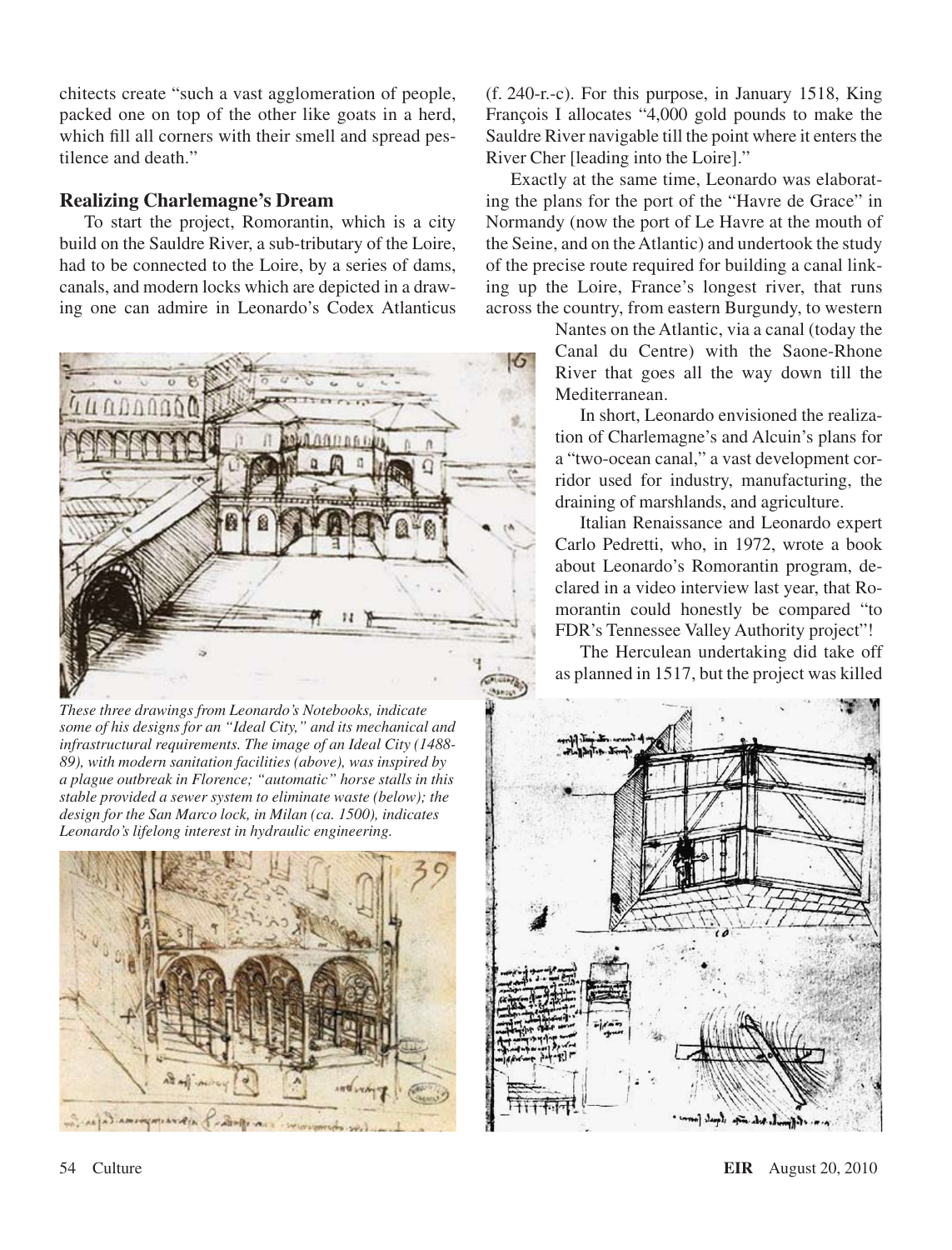chitects create "such a vast agglomeration of people, packed one on top of the other like goats in a herd, which fill all corners with their smell and spread pestilence and death."

## Realizing Charlemagne's Dream

To start the project, Romorantin, which is a city build on the Sauldre River, a sub-tributary of the Loire, had to be connected to the Loire, by a series of dams, canals, and modern locks which are depicted in a drawing one can admire in Leonardo's Codex Atlanticus (f. 240-r.-c). For this purpose, in January 1518, King François I allocates "4,000 gold pounds to make the Sauldre River navigable till the point where it enters the River Cher [leading into the Loire]."

Exactly at the same time, Leonardo was elaborating the plans for the port of the "Havre de Grace" in Normandy (now the port of Le Havre at the mouth of the Seine, and on the Atlantic) and undertook the study of the precise route required for building a canal linking up the Loire, France's longest river, that runs across the country, from eastern Burgundy, to western Nantes on the Atlantic, via a canal (today the Canal du Centre) with the Saone-Rhone River that goes all the way down till the Mediterranean.

In short, Leonardo envisioned the realization of Charlemagne's and Alcuin's plans for a "two-ocean canal," a vast development corridor used for industry, manufacturing, the draining of marshlands, and agriculture.

Italian Renaissance and Leonardo expert Carlo Pedretti, who, in 1972, wrote a book about Leonardo's Romorantin program, declared in a video interview last year, that Romorantin could honestly be compared "to FDR's Tennessee Valley Authority project"!

The Herculean undertaking did take off as planned in 1517, but the project was killed

*These three drawings from Leonardo's Notebooks, indicate some of his designs for an "Ideal City," and its mechanical and infrastructural requirements. The image of an Ideal City (1488-89), with modern sanitation facilities (above), was inspired by a plague outbreak in Florence; "automatic" horse stalls in this stable provided a sewer system to eliminate waste (below); the design for the San Marco lock, in Milan (ca. 1500), indicates Leonardo's lifelong interest in hydraulic engineering.*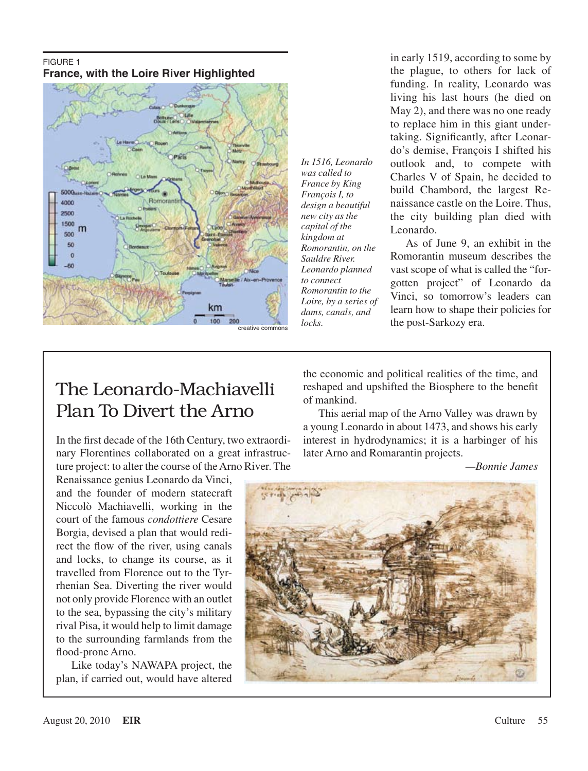FIGURE 1
**France, with the Loire River Highlighted**

creative commons

*In 1516, Leonardo was called to France by King François I, to design a beautiful new city as the capital of the kingdom at Romorantin, on the Sauldre River. Leonardo planned to connect Romorantin to the Loire, by a series of dams, canals, and locks.*

in early 1519, according to some by the plague, to others for lack of funding. In reality, Leonardo was living his last hours (he died on May 2), and there was no one ready to replace him in this giant undertaking. Significantly, after Leonardo's demise, François I shifted his outlook and, to compete with Charles V of Spain, he decided to build Chambord, the largest Renaissance castle on the Loire. Thus, the city building plan died with Leonardo.

As of June 9, an exhibit in the Romorantin museum describes the vast scope of what is called the "forgotten project" of Leonardo da Vinci, so tomorrow's leaders can learn how to shape their policies for the post-Sarkozy era.

## The Leonardo-Machiavelli Plan To Divert the Arno

In the first decade of the 16th Century, two extraordinary Florentines collaborated on a great infrastructure project: to alter the course of the Arno River. The Renaissance genius Leonardo da Vinci, and the founder of modern statecraft Niccolò Machiavelli, working in the court of the famous *condottiere* Cesare Borgia, devised a plan that would redirect the flow of the river, using canals and locks, to change its course, as it travelled from Florence out to the Tyrrhenian Sea. Diverting the river would not only provide Florence with an outlet to the sea, bypassing the city's military rival Pisa, it would help to limit damage to the surrounding farmlands from the flood-prone Arno.

Like today's NAWAPA project, the plan, if carried out, would have altered the economic and political realities of the time, and reshaped and upshifted the Biosphere to the benefit of mankind.

This aerial map of the Arno Valley was drawn by a young Leonardo in about 1473, and shows his early interest in hydrodynamics; it is a harbinger of his later Arno and Romarantin projects.

*—Bonnie James*